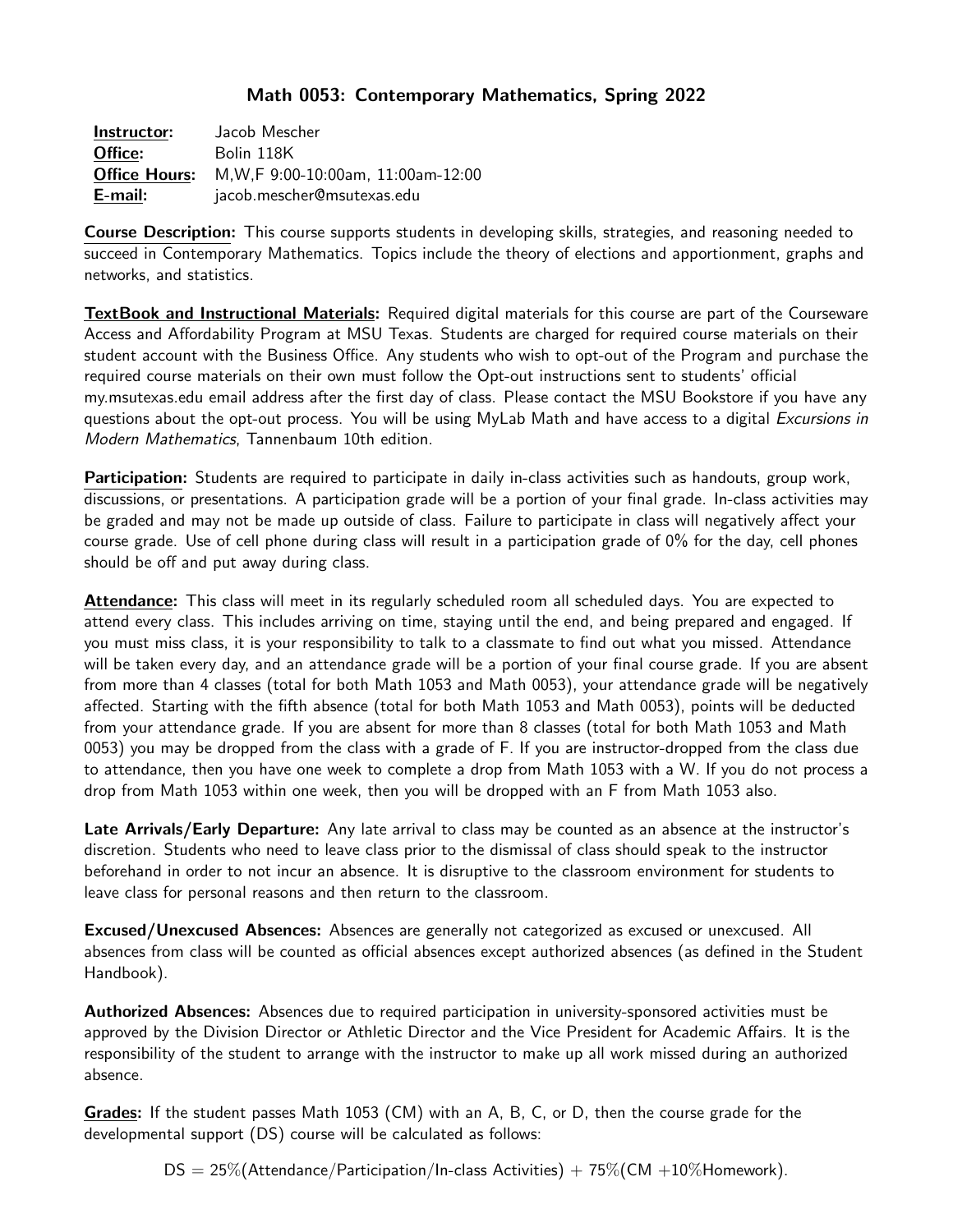# Math 0053: Contemporary Mathematics, Spring 2022

**Instructor:** Jacob Mescher
**Office:** Bolin 118K
**Office Hours:** M,W,F 9:00-10:00am, 11:00am-12:00
**E-mail:** jacob.mescher@msutexas.edu

**Course Description:** This course supports students in developing skills, strategies, and reasoning needed to succeed in Contemporary Mathematics. Topics include the theory of elections and apportionment, graphs and networks, and statistics.

**TextBook and Instructional Materials:** Required digital materials for this course are part of the Courseware Access and Affordability Program at MSU Texas. Students are charged for required course materials on their student account with the Business Office. Any students who wish to opt-out of the Program and purchase the required course materials on their own must follow the Opt-out instructions sent to students' official my.msutexas.edu email address after the first day of class. Please contact the MSU Bookstore if you have any questions about the opt-out process. You will be using MyLab Math and have access to a digital *Excursions in Modern Mathematics*, Tannenbaum 10th edition.

**Participation:** Students are required to participate in daily in-class activities such as handouts, group work, discussions, or presentations. A participation grade will be a portion of your final grade. In-class activities may be graded and may not be made up outside of class. Failure to participate in class will negatively affect your course grade. Use of cell phone during class will result in a participation grade of 0% for the day, cell phones should be off and put away during class.

**Attendance:** This class will meet in its regularly scheduled room all scheduled days. You are expected to attend every class. This includes arriving on time, staying until the end, and being prepared and engaged. If you must miss class, it is your responsibility to talk to a classmate to find out what you missed. Attendance will be taken every day, and an attendance grade will be a portion of your final course grade. If you are absent from more than 4 classes (total for both Math 1053 and Math 0053), your attendance grade will be negatively affected. Starting with the fifth absence (total for both Math 1053 and Math 0053), points will be deducted from your attendance grade. If you are absent for more than 8 classes (total for both Math 1053 and Math 0053) you may be dropped from the class with a grade of F. If you are instructor-dropped from the class due to attendance, then you have one week to complete a drop from Math 1053 with a W. If you do not process a drop from Math 1053 within one week, then you will be dropped with an F from Math 1053 also.

**Late Arrivals/Early Departure:** Any late arrival to class may be counted as an absence at the instructor's discretion. Students who need to leave class prior to the dismissal of class should speak to the instructor beforehand in order to not incur an absence. It is disruptive to the classroom environment for students to leave class for personal reasons and then return to the classroom.

**Excused/Unexcused Absences:** Absences are generally not categorized as excused or unexcused. All absences from class will be counted as official absences except authorized absences (as defined in the Student Handbook).

**Authorized Absences:** Absences due to required participation in university-sponsored activities must be approved by the Division Director or Athletic Director and the Vice President for Academic Affairs. It is the responsibility of the student to arrange with the instructor to make up all work missed during an authorized absence.

**Grades:** If the student passes Math 1053 (CM) with an A, B, C, or D, then the course grade for the developmental support (DS) course will be calculated as follows:

$$\text{DS} = 25\%(\text{Attendance/Participation/In-class Activities}) + 75\%(\text{CM} + 10\%\text{Homework}).$$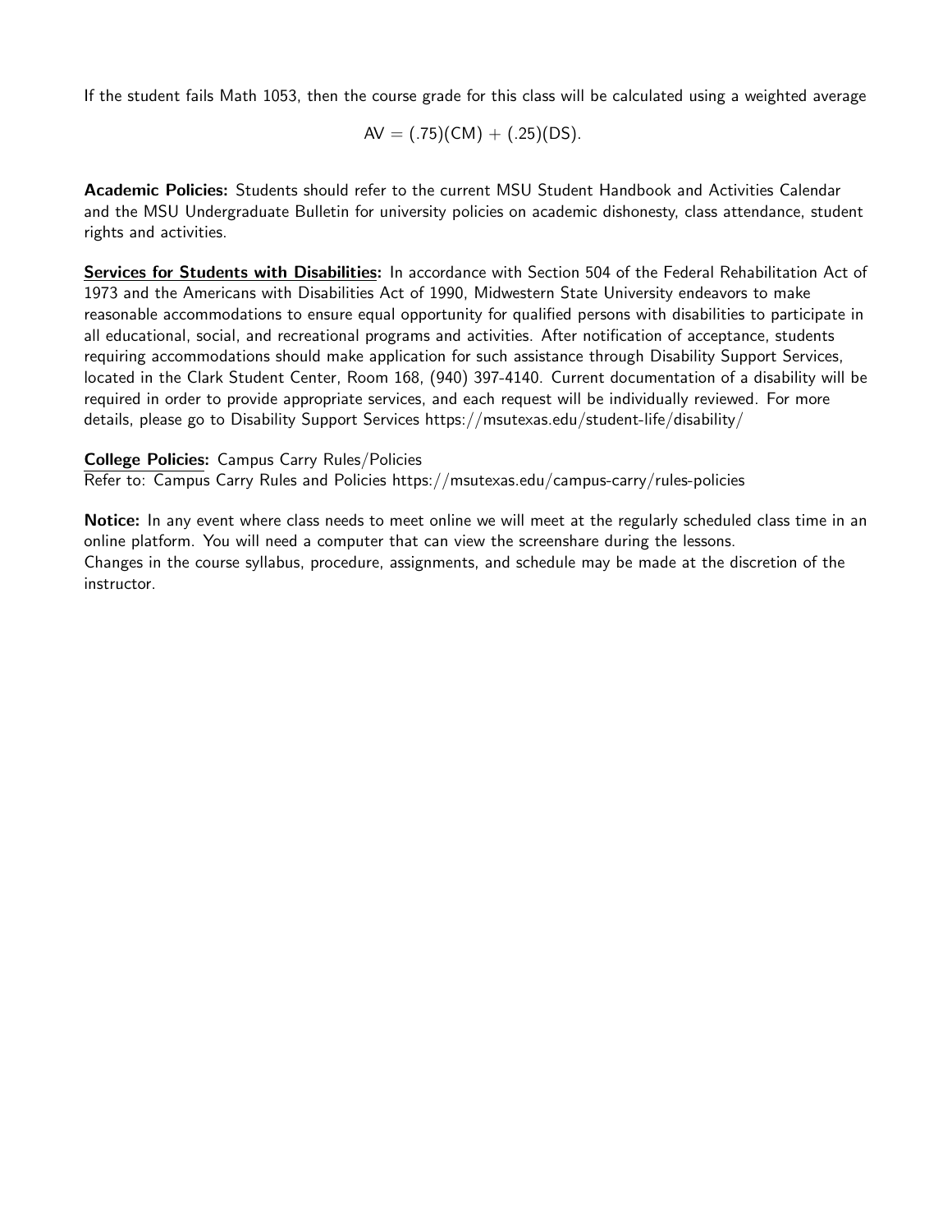If the student fails Math 1053, then the course grade for this class will be calculated using a weighted average

$$\text{AV} = (.75)(\text{CM}) + (.25)(\text{DS}).$$

**Academic Policies:** Students should refer to the current MSU Student Handbook and Activities Calendar and the MSU Undergraduate Bulletin for university policies on academic dishonesty, class attendance, student rights and activities.

**Services for Students with Disabilities:** In accordance with Section 504 of the Federal Rehabilitation Act of 1973 and the Americans with Disabilities Act of 1990, Midwestern State University endeavors to make reasonable accommodations to ensure equal opportunity for qualified persons with disabilities to participate in all educational, social, and recreational programs and activities. After notification of acceptance, students requiring accommodations should make application for such assistance through Disability Support Services, located in the Clark Student Center, Room 168, (940) 397-4140. Current documentation of a disability will be required in order to provide appropriate services, and each request will be individually reviewed. For more details, please go to Disability Support Services https://msutexas.edu/student-life/disability/

**College Policies:** Campus Carry Rules/Policies
Refer to: Campus Carry Rules and Policies https://msutexas.edu/campus-carry/rules-policies

**Notice:** In any event where class needs to meet online we will meet at the regularly scheduled class time in an online platform. You will need a computer that can view the screenshare during the lessons.
Changes in the course syllabus, procedure, assignments, and schedule may be made at the discretion of the instructor.